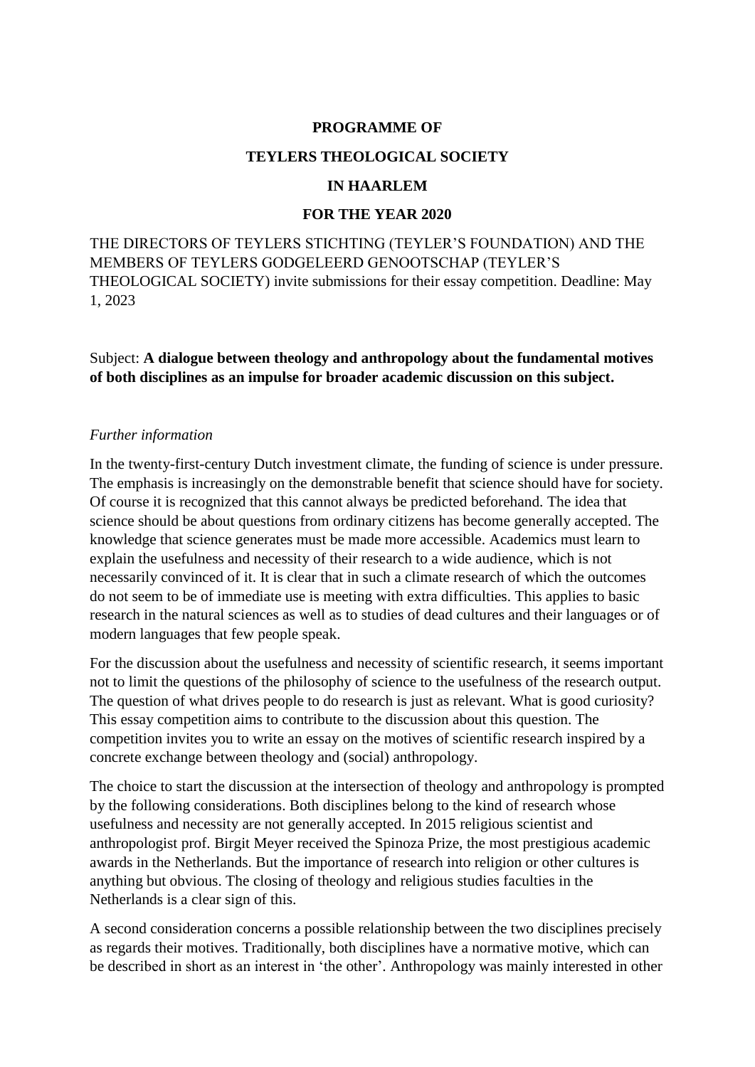**PROGRAMME OF**

**TEYLERS THEOLOGICAL SOCIETY**

**IN HAARLEM**

**FOR THE YEAR 2020**

THE DIRECTORS OF TEYLERS STICHTING (TEYLER'S FOUNDATION) AND THE MEMBERS OF TEYLERS GODGELEERD GENOOTSCHAP (TEYLER'S THEOLOGICAL SOCIETY) invite submissions for their essay competition. Deadline: May 1, 2023

Subject: **A dialogue between theology and anthropology about the fundamental motives of both disciplines as an impulse for broader academic discussion on this subject.**

*Further information*

In the twenty-first-century Dutch investment climate, the funding of science is under pressure. The emphasis is increasingly on the demonstrable benefit that science should have for society. Of course it is recognized that this cannot always be predicted beforehand. The idea that science should be about questions from ordinary citizens has become generally accepted. The knowledge that science generates must be made more accessible. Academics must learn to explain the usefulness and necessity of their research to a wide audience, which is not necessarily convinced of it. It is clear that in such a climate research of which the outcomes do not seem to be of immediate use is meeting with extra difficulties. This applies to basic research in the natural sciences as well as to studies of dead cultures and their languages or of modern languages that few people speak.

For the discussion about the usefulness and necessity of scientific research, it seems important not to limit the questions of the philosophy of science to the usefulness of the research output. The question of what drives people to do research is just as relevant. What is good curiosity? This essay competition aims to contribute to the discussion about this question. The competition invites you to write an essay on the motives of scientific research inspired by a concrete exchange between theology and (social) anthropology.

The choice to start the discussion at the intersection of theology and anthropology is prompted by the following considerations. Both disciplines belong to the kind of research whose usefulness and necessity are not generally accepted. In 2015 religious scientist and anthropologist prof. Birgit Meyer received the Spinoza Prize, the most prestigious academic awards in the Netherlands. But the importance of research into religion or other cultures is anything but obvious. The closing of theology and religious studies faculties in the Netherlands is a clear sign of this.

A second consideration concerns a possible relationship between the two disciplines precisely as regards their motives. Traditionally, both disciplines have a normative motive, which can be described in short as an interest in 'the other'. Anthropology was mainly interested in other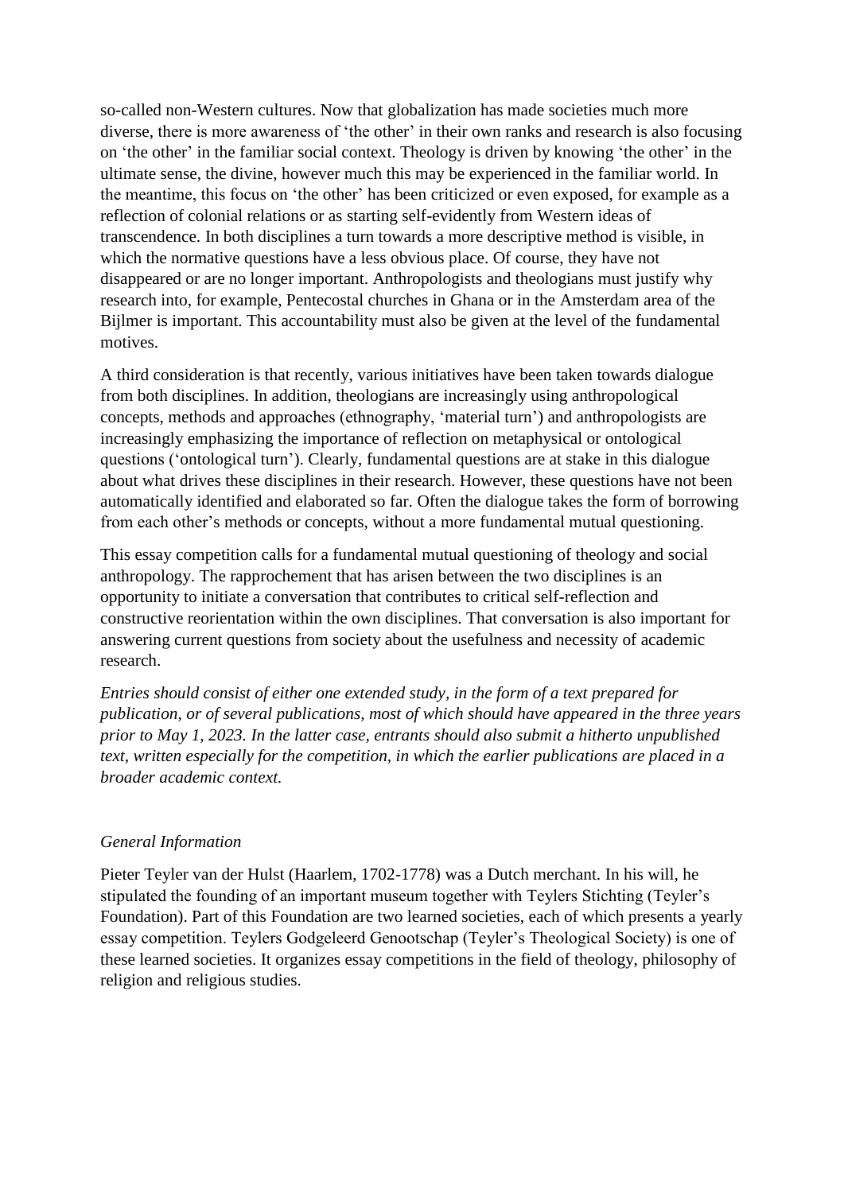so-called non-Western cultures. Now that globalization has made societies much more diverse, there is more awareness of 'the other' in their own ranks and research is also focusing on 'the other' in the familiar social context. Theology is driven by knowing 'the other' in the ultimate sense, the divine, however much this may be experienced in the familiar world. In the meantime, this focus on 'the other' has been criticized or even exposed, for example as a reflection of colonial relations or as starting self-evidently from Western ideas of transcendence. In both disciplines a turn towards a more descriptive method is visible, in which the normative questions have a less obvious place. Of course, they have not disappeared or are no longer important. Anthropologists and theologians must justify why research into, for example, Pentecostal churches in Ghana or in the Amsterdam area of the Bijlmer is important. This accountability must also be given at the level of the fundamental motives.

A third consideration is that recently, various initiatives have been taken towards dialogue from both disciplines. In addition, theologians are increasingly using anthropological concepts, methods and approaches (ethnography, 'material turn') and anthropologists are increasingly emphasizing the importance of reflection on metaphysical or ontological questions ('ontological turn'). Clearly, fundamental questions are at stake in this dialogue about what drives these disciplines in their research. However, these questions have not been automatically identified and elaborated so far. Often the dialogue takes the form of borrowing from each other's methods or concepts, without a more fundamental mutual questioning.

This essay competition calls for a fundamental mutual questioning of theology and social anthropology. The rapprochement that has arisen between the two disciplines is an opportunity to initiate a conversation that contributes to critical self-reflection and constructive reorientation within the own disciplines. That conversation is also important for answering current questions from society about the usefulness and necessity of academic research.

*Entries should consist of either one extended study, in the form of a text prepared for publication, or of several publications, most of which should have appeared in the three years prior to May 1, 2023. In the latter case, entrants should also submit a hitherto unpublished text, written especially for the competition, in which the earlier publications are placed in a broader academic context.*

*General Information*

Pieter Teyler van der Hulst (Haarlem, 1702-1778) was a Dutch merchant. In his will, he stipulated the founding of an important museum together with Teylers Stichting (Teyler's Foundation). Part of this Foundation are two learned societies, each of which presents a yearly essay competition. Teylers Godgeleerd Genootschap (Teyler's Theological Society) is one of these learned societies. It organizes essay competitions in the field of theology, philosophy of religion and religious studies.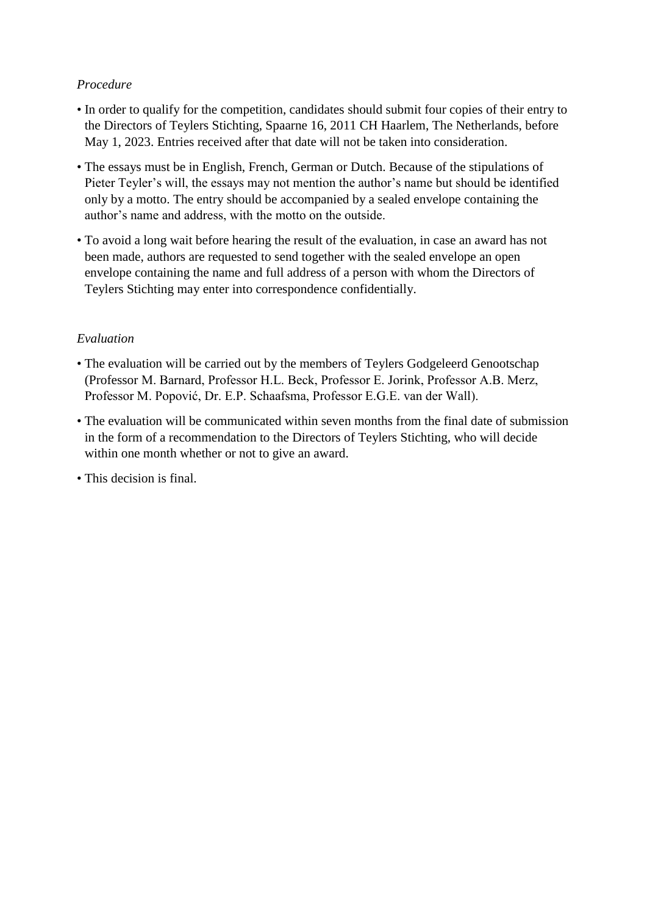*Procedure*

- In order to qualify for the competition, candidates should submit four copies of their entry to the Directors of Teylers Stichting, Spaarne 16, 2011 CH Haarlem, The Netherlands, before May 1, 2023. Entries received after that date will not be taken into consideration.
- The essays must be in English, French, German or Dutch. Because of the stipulations of Pieter Teyler's will, the essays may not mention the author's name but should be identified only by a motto. The entry should be accompanied by a sealed envelope containing the author's name and address, with the motto on the outside.
- To avoid a long wait before hearing the result of the evaluation, in case an award has not been made, authors are requested to send together with the sealed envelope an open envelope containing the name and full address of a person with whom the Directors of Teylers Stichting may enter into correspondence confidentially.

*Evaluation*

- The evaluation will be carried out by the members of Teylers Godgeleerd Genootschap (Professor M. Barnard, Professor H.L. Beck, Professor E. Jorink, Professor A.B. Merz, Professor M. Popović, Dr. E.P. Schaafsma, Professor E.G.E. van der Wall).
- The evaluation will be communicated within seven months from the final date of submission in the form of a recommendation to the Directors of Teylers Stichting, who will decide within one month whether or not to give an award.
- This decision is final.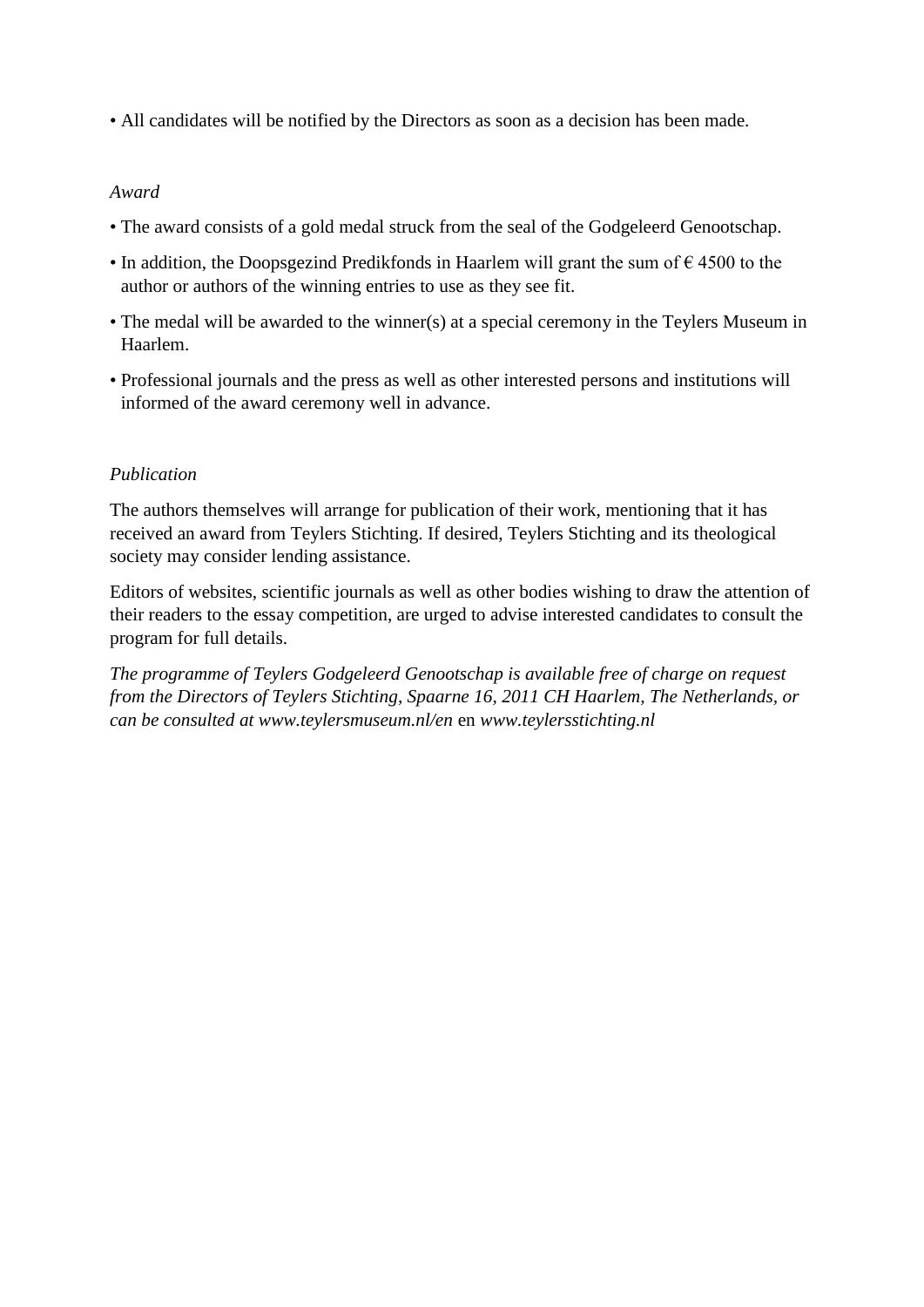• All candidates will be notified by the Directors as soon as a decision has been made.

*Award*

• The award consists of a gold medal struck from the seal of the Godgeleerd Genootschap.

• In addition, the Doopsgezind Predikfonds in Haarlem will grant the sum of € 4500 to the author or authors of the winning entries to use as they see fit.

• The medal will be awarded to the winner(s) at a special ceremony in the Teylers Museum in Haarlem.

• Professional journals and the press as well as other interested persons and institutions will informed of the award ceremony well in advance.

*Publication*

The authors themselves will arrange for publication of their work, mentioning that it has received an award from Teylers Stichting. If desired, Teylers Stichting and its theological society may consider lending assistance.

Editors of websites, scientific journals as well as other bodies wishing to draw the attention of their readers to the essay competition, are urged to advise interested candidates to consult the program for full details.

*The programme of Teylers Godgeleerd Genootschap is available free of charge on request from the Directors of Teylers Stichting, Spaarne 16, 2011 CH Haarlem, The Netherlands, or can be consulted at www.teylersmuseum.nl/en* en *www.teylersstichting.nl*